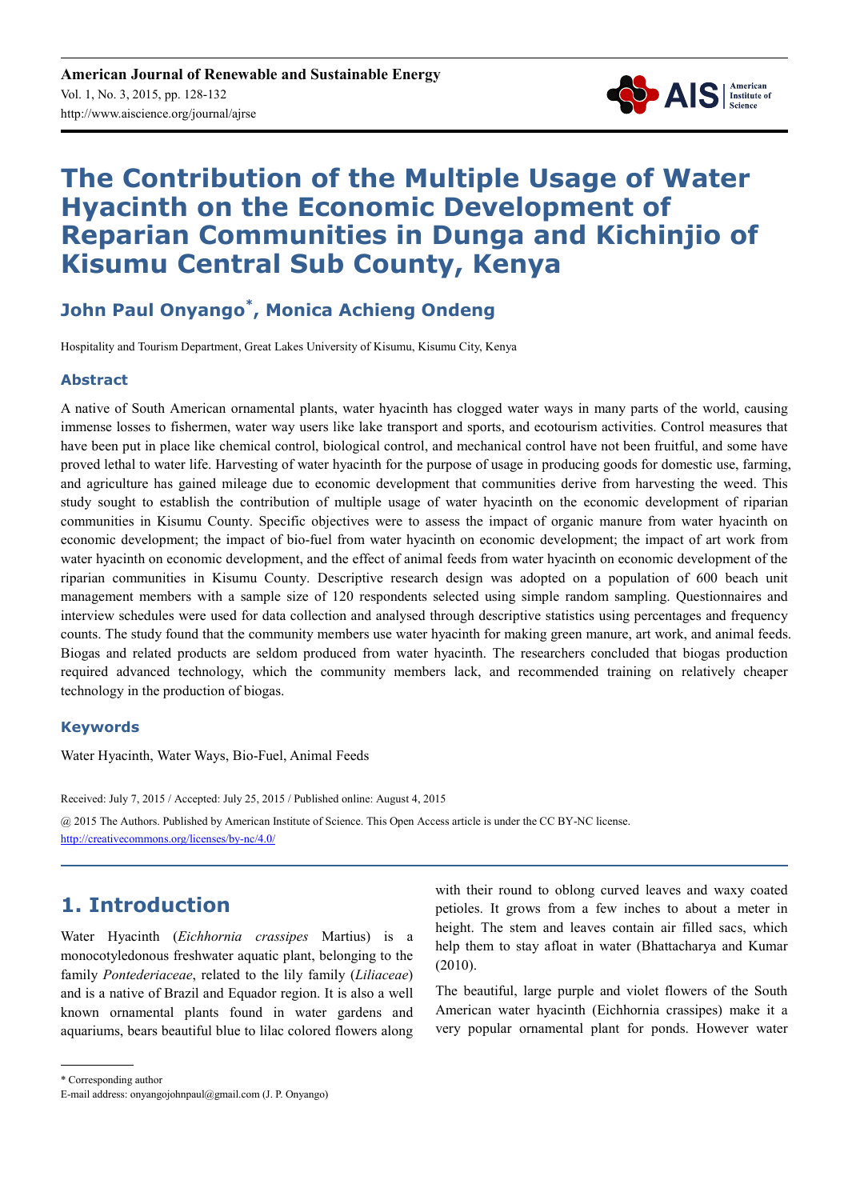# The Contribution of the Multiple Usage of Water Hyacinth on the Economic Development of Reparian Communities in Dunga and Kichinjio of Kisumu Central Sub County, Kenya

**John Paul Onyango*, Monica Achieng Ondeng**

Hospitality and Tourism Department, Great Lakes University of Kisumu, Kisumu City, Kenya

## Abstract

A native of South American ornamental plants, water hyacinth has clogged water ways in many parts of the world, causing immense losses to fishermen, water way users like lake transport and sports, and ecotourism activities. Control measures that have been put in place like chemical control, biological control, and mechanical control have not been fruitful, and some have proved lethal to water life. Harvesting of water hyacinth for the purpose of usage in producing goods for domestic use, farming, and agriculture has gained mileage due to economic development that communities derive from harvesting the weed. This study sought to establish the contribution of multiple usage of water hyacinth on the economic development of riparian communities in Kisumu County. Specific objectives were to assess the impact of organic manure from water hyacinth on economic development; the impact of bio-fuel from water hyacinth on economic development; the impact of art work from water hyacinth on economic development, and the effect of animal feeds from water hyacinth on economic development of the riparian communities in Kisumu County. Descriptive research design was adopted on a population of 600 beach unit management members with a sample size of 120 respondents selected using simple random sampling. Questionnaires and interview schedules were used for data collection and analysed through descriptive statistics using percentages and frequency counts. The study found that the community members use water hyacinth for making green manure, art work, and animal feeds. Biogas and related products are seldom produced from water hyacinth. The researchers concluded that biogas production required advanced technology, which the community members lack, and recommended training on relatively cheaper technology in the production of biogas.

## Keywords

Water Hyacinth, Water Ways, Bio-Fuel, Animal Feeds

Received: July 7, 2015 / Accepted: July 25, 2015 / Published online: August 4, 2015

@ 2015 The Authors. Published by American Institute of Science. This Open Access article is under the CC BY-NC license. http://creativecommons.org/licenses/by-nc/4.0/

## 1. Introduction

Water Hyacinth (*Eichhornia crassipes* Martius) is a monocotyledonous freshwater aquatic plant, belonging to the family *Pontederiaceae*, related to the lily family (*Liliaceae*) and is a native of Brazil and Equador region. It is also a well known ornamental plants found in water gardens and aquariums, bears beautiful blue to lilac colored flowers along with their round to oblong curved leaves and waxy coated petioles. It grows from a few inches to about a meter in height. The stem and leaves contain air filled sacs, which help them to stay afloat in water (Bhattacharya and Kumar (2010).

The beautiful, large purple and violet flowers of the South American water hyacinth (Eichhornia crassipes) make it a very popular ornamental plant for ponds. However water

* Corresponding author

E-mail address: onyangojohnpaul@gmail.com (J. P. Onyango)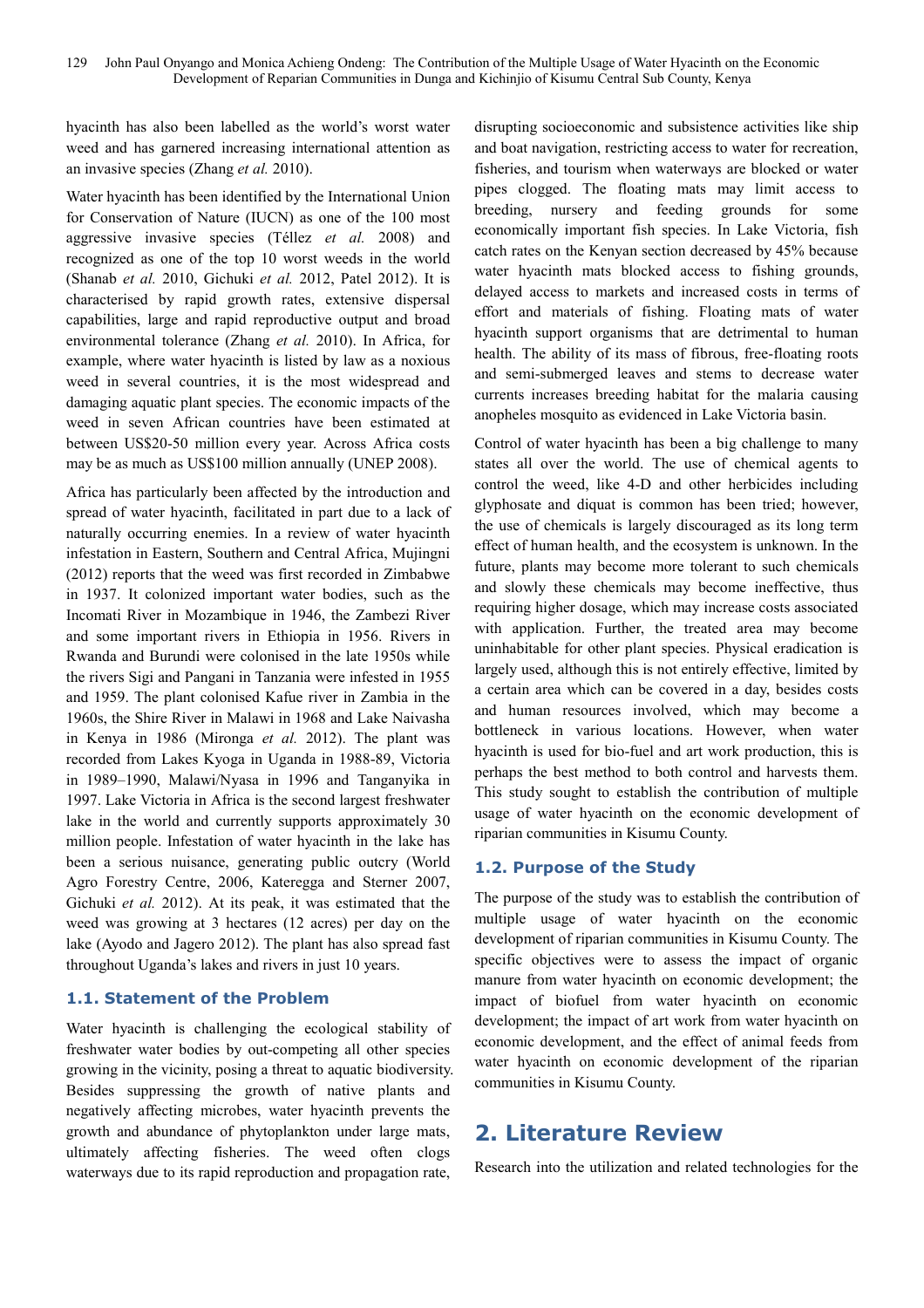hyacinth has also been labelled as the world's worst water weed and has garnered increasing international attention as an invasive species (Zhang *et al.* 2010).

Water hyacinth has been identified by the International Union for Conservation of Nature (IUCN) as one of the 100 most aggressive invasive species (Téllez *et al.* 2008) and recognized as one of the top 10 worst weeds in the world (Shanab *et al.* 2010, Gichuki *et al.* 2012, Patel 2012). It is characterised by rapid growth rates, extensive dispersal capabilities, large and rapid reproductive output and broad environmental tolerance (Zhang *et al.* 2010). In Africa, for example, where water hyacinth is listed by law as a noxious weed in several countries, it is the most widespread and damaging aquatic plant species. The economic impacts of the weed in seven African countries have been estimated at between US$20-50 million every year. Across Africa costs may be as much as US$100 million annually (UNEP 2008).

Africa has particularly been affected by the introduction and spread of water hyacinth, facilitated in part due to a lack of naturally occurring enemies. In a review of water hyacinth infestation in Eastern, Southern and Central Africa, Mujingni (2012) reports that the weed was first recorded in Zimbabwe in 1937. It colonized important water bodies, such as the Incomati River in Mozambique in 1946, the Zambezi River and some important rivers in Ethiopia in 1956. Rivers in Rwanda and Burundi were colonised in the late 1950s while the rivers Sigi and Pangani in Tanzania were infested in 1955 and 1959. The plant colonised Kafue river in Zambia in the 1960s, the Shire River in Malawi in 1968 and Lake Naivasha in Kenya in 1986 (Mironga *et al.* 2012). The plant was recorded from Lakes Kyoga in Uganda in 1988-89, Victoria in 1989–1990, Malawi/Nyasa in 1996 and Tanganyika in 1997. Lake Victoria in Africa is the second largest freshwater lake in the world and currently supports approximately 30 million people. Infestation of water hyacinth in the lake has been a serious nuisance, generating public outcry (World Agro Forestry Centre, 2006, Kateregga and Sterner 2007, Gichuki *et al.* 2012). At its peak, it was estimated that the weed was growing at 3 hectares (12 acres) per day on the lake (Ayodo and Jagero 2012). The plant has also spread fast throughout Uganda's lakes and rivers in just 10 years.

### 1.1. Statement of the Problem

Water hyacinth is challenging the ecological stability of freshwater water bodies by out-competing all other species growing in the vicinity, posing a threat to aquatic biodiversity. Besides suppressing the growth of native plants and negatively affecting microbes, water hyacinth prevents the growth and abundance of phytoplankton under large mats, ultimately affecting fisheries. The weed often clogs waterways due to its rapid reproduction and propagation rate, disrupting socioeconomic and subsistence activities like ship and boat navigation, restricting access to water for recreation, fisheries, and tourism when waterways are blocked or water pipes clogged. The floating mats may limit access to breeding, nursery and feeding grounds for some economically important fish species. In Lake Victoria, fish catch rates on the Kenyan section decreased by 45% because water hyacinth mats blocked access to fishing grounds, delayed access to markets and increased costs in terms of effort and materials of fishing. Floating mats of water hyacinth support organisms that are detrimental to human health. The ability of its mass of fibrous, free-floating roots and semi-submerged leaves and stems to decrease water currents increases breeding habitat for the malaria causing anopheles mosquito as evidenced in Lake Victoria basin.

Control of water hyacinth has been a big challenge to many states all over the world. The use of chemical agents to control the weed, like 4-D and other herbicides including glyphosate and diquat is common has been tried; however, the use of chemicals is largely discouraged as its long term effect of human health, and the ecosystem is unknown. In the future, plants may become more tolerant to such chemicals and slowly these chemicals may become ineffective, thus requiring higher dosage, which may increase costs associated with application. Further, the treated area may become uninhabitable for other plant species. Physical eradication is largely used, although this is not entirely effective, limited by a certain area which can be covered in a day, besides costs and human resources involved, which may become a bottleneck in various locations. However, when water hyacinth is used for bio-fuel and art work production, this is perhaps the best method to both control and harvests them. This study sought to establish the contribution of multiple usage of water hyacinth on the economic development of riparian communities in Kisumu County.

### 1.2. Purpose of the Study

The purpose of the study was to establish the contribution of multiple usage of water hyacinth on the economic development of riparian communities in Kisumu County. The specific objectives were to assess the impact of organic manure from water hyacinth on economic development; the impact of biofuel from water hyacinth on economic development; the impact of art work from water hyacinth on economic development, and the effect of animal feeds from water hyacinth on economic development of the riparian communities in Kisumu County.

## 2. Literature Review

Research into the utilization and related technologies for the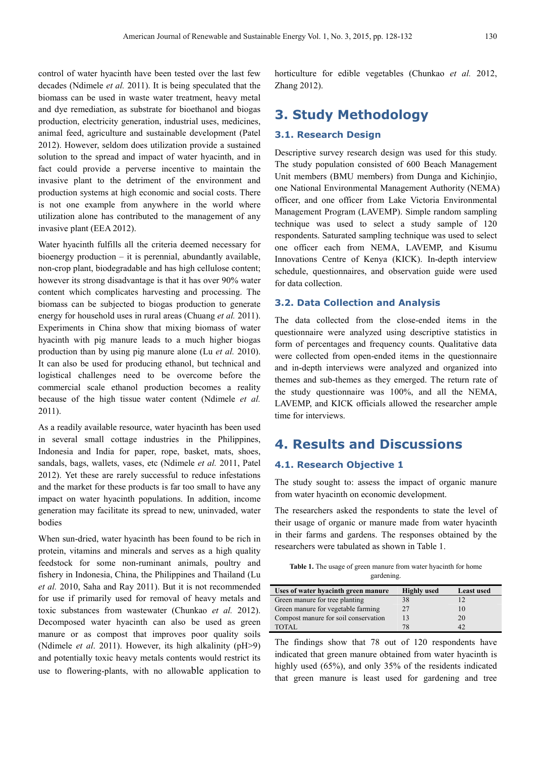control of water hyacinth have been tested over the last few decades (Ndimele *et al.* 2011). It is being speculated that the biomass can be used in waste water treatment, heavy metal and dye remediation, as substrate for bioethanol and biogas production, electricity generation, industrial uses, medicines, animal feed, agriculture and sustainable development (Patel 2012). However, seldom does utilization provide a sustained solution to the spread and impact of water hyacinth, and in fact could provide a perverse incentive to maintain the invasive plant to the detriment of the environment and production systems at high economic and social costs. There is not one example from anywhere in the world where utilization alone has contributed to the management of any invasive plant (EEA 2012).

Water hyacinth fulfills all the criteria deemed necessary for bioenergy production – it is perennial, abundantly available, non-crop plant, biodegradable and has high cellulose content; however its strong disadvantage is that it has over 90% water content which complicates harvesting and processing. The biomass can be subjected to biogas production to generate energy for household uses in rural areas (Chuang *et al.* 2011). Experiments in China show that mixing biomass of water hyacinth with pig manure leads to a much higher biogas production than by using pig manure alone (Lu *et al.* 2010). It can also be used for producing ethanol, but technical and logistical challenges need to be overcome before the commercial scale ethanol production becomes a reality because of the high tissue water content (Ndimele *et al.* 2011).

As a readily available resource, water hyacinth has been used in several small cottage industries in the Philippines, Indonesia and India for paper, rope, basket, mats, shoes, sandals, bags, wallets, vases, etc (Ndimele *et al.* 2011, Patel 2012). Yet these are rarely successful to reduce infestations and the market for these products is far too small to have any impact on water hyacinth populations. In addition, income generation may facilitate its spread to new, uninvaded, water bodies

When sun-dried, water hyacinth has been found to be rich in protein, vitamins and minerals and serves as a high quality feedstock for some non-ruminant animals, poultry and fishery in Indonesia, China, the Philippines and Thailand (Lu *et al.* 2010, Saha and Ray 2011). But it is not recommended for use if primarily used for removal of heavy metals and toxic substances from wastewater (Chunkao *et al.* 2012). Decomposed water hyacinth can also be used as green manure or as compost that improves poor quality soils (Ndimele *et al*. 2011). However, its high alkalinity (pH>9) and potentially toxic heavy metals contents would restrict its use to flowering-plants, with no allowable application to horticulture for edible vegetables (Chunkao *et al.* 2012, Zhang 2012).

## 3. Study Methodology

### 3.1. Research Design

Descriptive survey research design was used for this study. The study population consisted of 600 Beach Management Unit members (BMU members) from Dunga and Kichinjio, one National Environmental Management Authority (NEMA) officer, and one officer from Lake Victoria Environmental Management Program (LAVEMP). Simple random sampling technique was used to select a study sample of 120 respondents. Saturated sampling technique was used to select one officer each from NEMA, LAVEMP, and Kisumu Innovations Centre of Kenya (KICK). In-depth interview schedule, questionnaires, and observation guide were used for data collection.

### 3.2. Data Collection and Analysis

The data collected from the close-ended items in the questionnaire were analyzed using descriptive statistics in form of percentages and frequency counts. Qualitative data were collected from open-ended items in the questionnaire and and in-depth interviews were analyzed and organized into themes and sub-themes as they emerged. The return rate of the study questionnaire was 100%, and all the NEMA, LAVEMP, and KICK officials allowed the researcher ample time for interviews.

## 4. Results and Discussions

### 4.1. Research Objective 1

The study sought to: assess the impact of organic manure from water hyacinth on economic development.

The researchers asked the respondents to state the level of their usage of organic or manure made from water hyacinth in their farms and gardens. The responses obtained by the researchers were tabulated as shown in Table 1.

**Table 1.** The usage of green manure from water hyacinth for home gardening.

| Uses of water hyacinth green manure | Highly used | Least used |
|---|---|---|
| Green manure for tree planting | 38 | 12 |
| Green manure for vegetable farming | 27 | 10 |
| Compost manure for soil conservation | 13 | 20 |
| TOTAL | 78 | 42 |

The findings show that 78 out of 120 respondents have indicated that green manure obtained from water hyacinth is highly used (65%), and only 35% of the residents indicated that green manure is least used for gardening and tree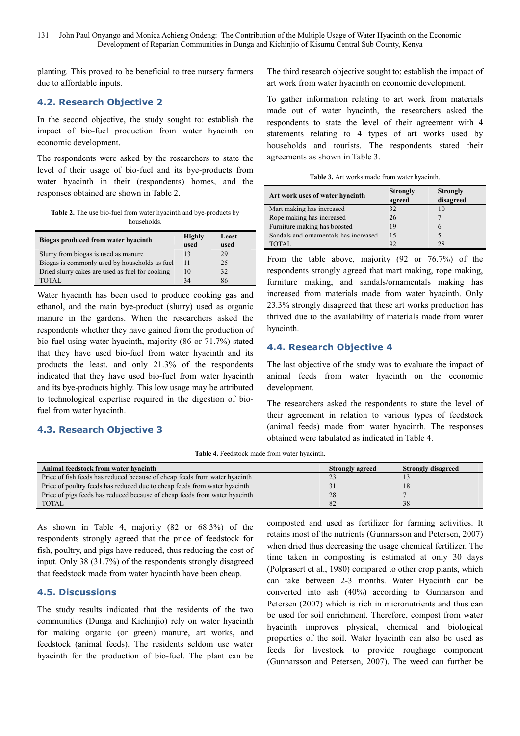planting. This proved to be beneficial to tree nursery farmers due to affordable inputs.

## 4.2. Research Objective 2

In the second objective, the study sought to: establish the impact of bio-fuel production from water hyacinth on economic development.

The respondents were asked by the researchers to state the level of their usage of bio-fuel and its bye-products from water hyacinth in their (respondents) homes, and the responses obtained are shown in Table 2.

**Table 2.** The use bio-fuel from water hyacinth and bye-products by households.

| Biogas produced from water hyacinth | Highly used | Least used |
|---|---|---|
| Slurry from biogas is used as manure | 13 | 29 |
| Biogas is commonly used by households as fuel | 11 | 25 |
| Dried slurry cakes are used as fuel for cooking | 10 | 32 |
| TOTAL | 34 | 86 |

Water hyacinth has been used to produce cooking gas and ethanol, and the main bye-product (slurry) used as organic manure in the gardens. When the researchers asked the respondents whether they have gained from the production of bio-fuel using water hyacinth, majority (86 or 71.7%) stated that they have used bio-fuel from water hyacinth and its products the least, and only 21.3% of the respondents indicated that they have used bio-fuel from water hyacinth and its bye-products highly. This low usage may be attributed to technological expertise required in the digestion of bio-fuel from water hyacinth.

## 4.3. Research Objective 3

The third research objective sought to: establish the impact of art work from water hyacinth on economic development.

To gather information relating to art work from materials made out of water hyacinth, the researchers asked the respondents to state the level of their agreement with 4 statements relating to 4 types of art works used by households and tourists. The respondents stated their agreements as shown in Table 3.

**Table 3.** Art works made from water hyacinth.

| Art work uses of water hyacinth | Strongly agreed | Strongly disagreed |
|---|---|---|
| Mart making has increased | 32 | 10 |
| Rope making has increased | 26 | 7 |
| Furniture making has boosted | 19 | 6 |
| Sandals and ornamentals has increased | 15 | 5 |
| TOTAL | 92 | 28 |

From the table above, majority (92 or 76.7%) of the respondents strongly agreed that mart making, rope making, furniture making, and sandals/ornamentals making has increased from materials made from water hyacinth. Only 23.3% strongly disagreed that these art works production has thrived due to the availability of materials made from water hyacinth.

## 4.4. Research Objective 4

The last objective of the study was to evaluate the impact of animal feeds from water hyacinth on the economic development.

The researchers asked the respondents to state the level of their agreement in relation to various types of feedstock (animal feeds) made from water hyacinth. The responses obtained were tabulated as indicated in Table 4.

**Table 4.** Feedstock made from water hyacinth.

| Animal feedstock from water hyacinth | Strongly agreed | Strongly disagreed |
|---|---|---|
| Price of fish feeds has reduced because of cheap feeds from water hyacinth | 23 | 13 |
| Price of poultry feeds has reduced due to cheap feeds from water hyacinth | 31 | 18 |
| Price of pigs feeds has reduced because of cheap feeds from water hyacinth | 28 | 7 |
| TOTAL | 82 | 38 |

As shown in Table 4, majority (82 or 68.3%) of the respondents strongly agreed that the price of feedstock for fish, poultry, and pigs have reduced, thus reducing the cost of input. Only 38 (31.7%) of the respondents strongly disagreed that feedstock made from water hyacinth have been cheap.

## 4.5. Discussions

The study results indicated that the residents of the two communities (Dunga and Kichinjio) rely on water hyacinth for making organic (or green) manure, art works, and feedstock (animal feeds). The residents seldom use water hyacinth for the production of bio-fuel. The plant can be composted and used as fertilizer for farming activities. It retains most of the nutrients (Gunnarsson and Petersen, 2007) when dried thus decreasing the usage chemical fertilizer. The time taken in composting is estimated at only 30 days (Polprasert et al., 1980) compared to other crop plants, which can take between 2-3 months. Water Hyacinth can be converted into ash (40%) according to Gunnarson and Petersen (2007) which is rich in micronutrients and thus can be used for soil enrichment. Therefore, compost from water hyacinth improves physical, chemical and biological properties of the soil. Water hyacinth can also be used as feeds for livestock to provide roughage component (Gunnarsson and Petersen, 2007). The weed can further be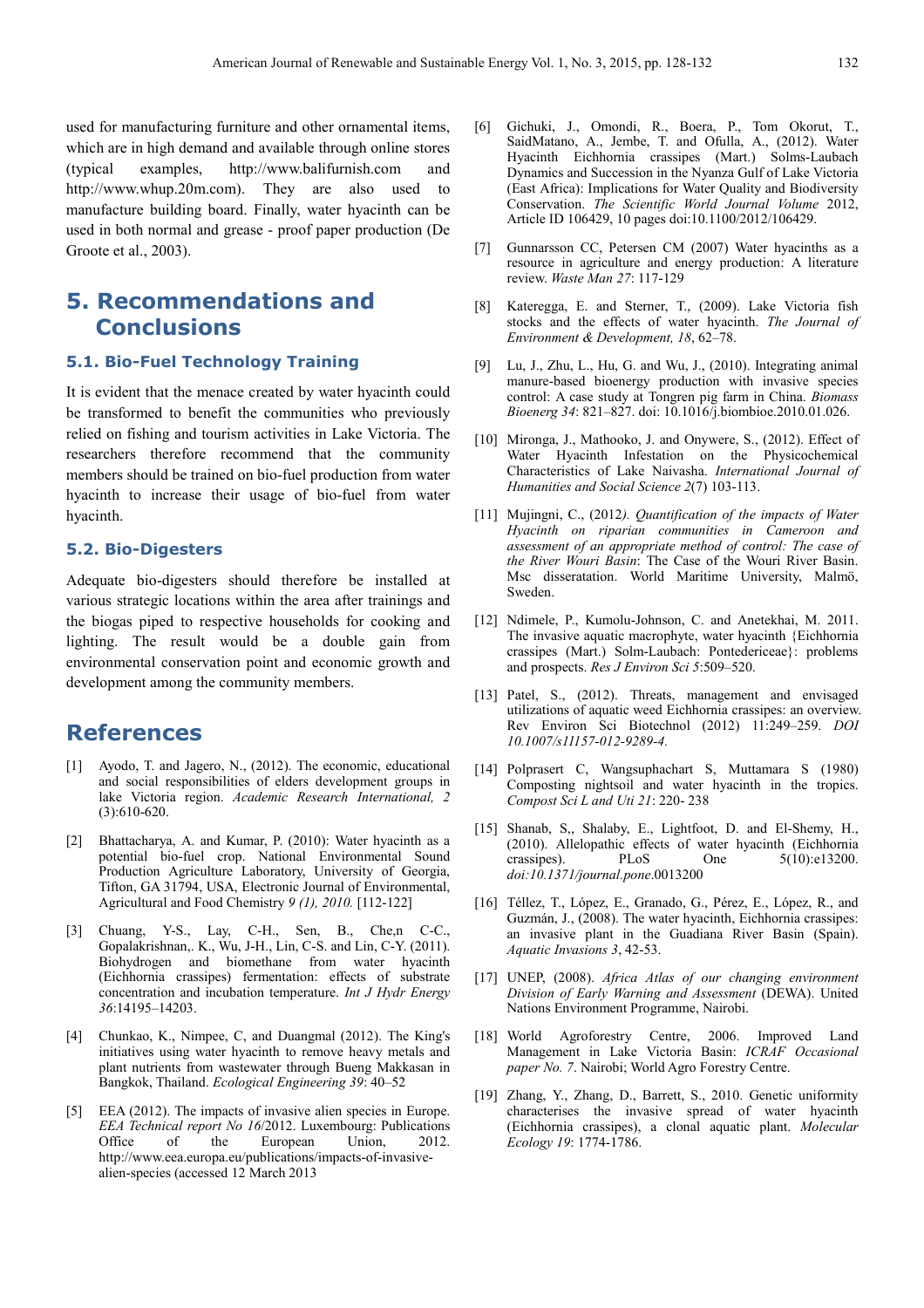used for manufacturing furniture and other ornamental items, which are in high demand and available through online stores (typical examples, http://www.balifurnish.com and http://www.whup.20m.com). They are also used to manufacture building board. Finally, water hyacinth can be used in both normal and grease - proof paper production (De Groote et al., 2003).

# 5. Recommendations and Conclusions

## 5.1. Bio-Fuel Technology Training

It is evident that the menace created by water hyacinth could be transformed to benefit the communities who previously relied on fishing and tourism activities in Lake Victoria. The researchers therefore recommend that the community members should be trained on bio-fuel production from water hyacinth to increase their usage of bio-fuel from water hyacinth.

## 5.2. Bio-Digesters

Adequate bio-digesters should therefore be installed at various strategic locations within the area after trainings and the biogas piped to respective households for cooking and lighting. The result would be a double gain from environmental conservation point and economic growth and development among the community members.

# References

[1] Ayodo, T. and Jagero, N., (2012). The economic, educational and social responsibilities of elders development groups in lake Victoria region. *Academic Research International, 2* (3):610-620.

[2] Bhattacharya, A. and Kumar, P. (2010): Water hyacinth as a potential bio-fuel crop. National Environmental Sound Production Agriculture Laboratory, University of Georgia, Tifton, GA 31794, USA, Electronic Journal of Environmental, Agricultural and Food Chemistry *9 (1), 2010.* [112-122]

[3] Chuang, Y-S., Lay, C-H., Sen, B., Che,n C-C., Gopalakrishnan,. K., Wu, J-H., Lin, C-S. and Lin, C-Y. (2011). Biohydrogen and biomethane from water hyacinth (Eichhornia crassipes) fermentation: effects of substrate concentration and incubation temperature. *Int J Hydr Energy 36*:14195–14203.

[4] Chunkao, K., Nimpee, C, and Duangmal (2012). The King's initiatives using water hyacinth to remove heavy metals and plant nutrients from wastewater through Bueng Makkasan in Bangkok, Thailand. *Ecological Engineering 39*: 40–52

[5] EEA (2012). The impacts of invasive alien species in Europe. *EEA Technical report No 16*/2012. Luxembourg: Publications Office of the European Union, 2012. http://www.eea.europa.eu/publications/impacts-of-invasive-alien-species (accessed 12 March 2013

[6] Gichuki, J., Omondi, R., Boera, P., Tom Okorut, T., SaidMatano, A., Jembe, T. and Ofulla, A., (2012). Water Hyacinth Eichhornia crassipes (Mart.) Solms-Laubach Dynamics and Succession in the Nyanza Gulf of Lake Victoria (East Africa): Implications for Water Quality and Biodiversity Conservation. *The Scientific World Journal Volume* 2012, Article ID 106429, 10 pages doi:10.1100/2012/106429.

[7] Gunnarsson CC, Petersen CM (2007) Water hyacinths as a resource in agriculture and energy production: A literature review. *Waste Man 27*: 117-129

[8] Kateregga, E. and Sterner, T., (2009). Lake Victoria fish stocks and the effects of water hyacinth. *The Journal of Environment & Development, 18*, 62–78.

[9] Lu, J., Zhu, L., Hu, G. and Wu, J., (2010). Integrating animal manure-based bioenergy production with invasive species control: A case study at Tongren pig farm in China. *Biomass Bioenerg 34*: 821–827. doi: 10.1016/j.biombioe.2010.01.026.

[10] Mironga, J., Mathooko, J. and Onywere, S., (2012). Effect of Water Hyacinth Infestation on the Physicochemical Characteristics of Lake Naivasha. *International Journal of Humanities and Social Science 2*(7) 103-113.

[11] Mujingni, C., (2012*). Quantification of the impacts of Water Hyacinth on riparian communities in Cameroon and assessment of an appropriate method of control: The case of the River Wouri Basin*: The Case of the Wouri River Basin. Msc disseratation. World Maritime University, Malmö, Sweden.

[12] Ndimele, P., Kumolu-Johnson, C. and Anetekhai, M. 2011. The invasive aquatic macrophyte, water hyacinth {Eichhornia crassipes (Mart.) Solm-Laubach: Pontedericeae}: problems and prospects. *Res J Environ Sci 5*:509–520.

[13] Patel, S., (2012). Threats, management and envisaged utilizations of aquatic weed Eichhornia crassipes: an overview. Rev Environ Sci Biotechnol (2012) 11:249–259. *DOI 10.1007/s11157-012-9289-4.*

[14] Polprasert C, Wangsuphachart S, Muttamara S (1980) Composting nightsoil and water hyacinth in the tropics. *Compost Sci L and Uti 21*: 220- 238

[15] Shanab, S., Shalaby, E., Lightfoot, D. and El-Shemy, H., (2010). Allelopathic effects of water hyacinth (Eichhornia crassipes). PLoS One 5(10):e13200. *doi:10.1371/journal.pone*.0013200

[16] Téllez, T., López, E., Granado, G., Pérez, E., López, R., and Guzmán, J., (2008). The water hyacinth, Eichhornia crassipes: an invasive plant in the Guadiana River Basin (Spain). *Aquatic Invasions 3*, 42-53.

[17] UNEP, (2008). *Africa Atlas of our changing environment Division of Early Warning and Assessment* (DEWA). United Nations Environment Programme, Nairobi.

[18] World Agroforestry Centre, 2006. Improved Land Management in Lake Victoria Basin: *ICRAF Occasional paper No. 7*. Nairobi; World Agro Forestry Centre.

[19] Zhang, Y., Zhang, D., Barrett, S., 2010. Genetic uniformity characterises the invasive spread of water hyacinth (Eichhornia crassipes), a clonal aquatic plant. *Molecular Ecology 19*: 1774-1786.